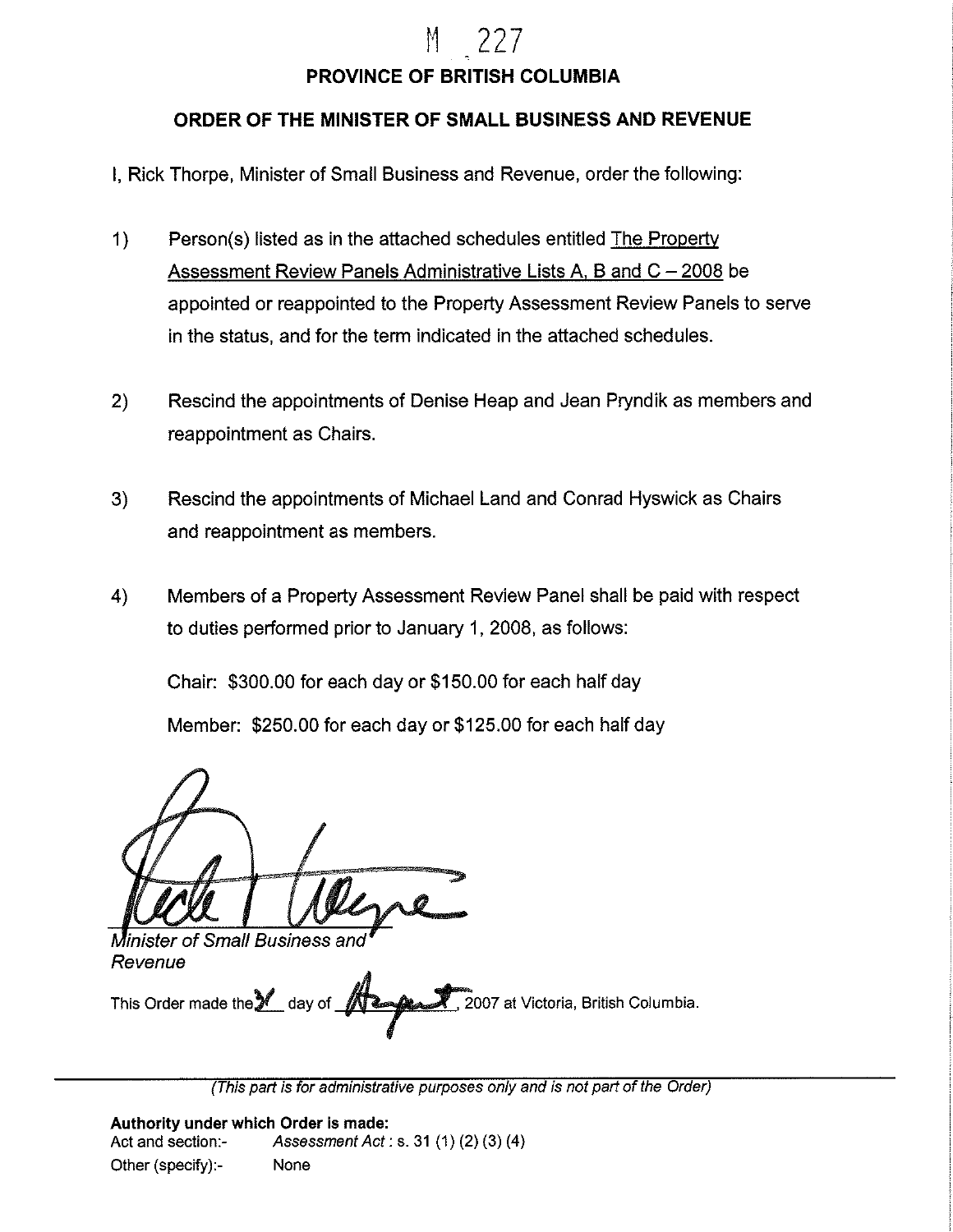M 227

# PROVINCE OF BRITISH COLUMBIA

## ORDER OF THE MINISTER OF SMALL BUSINESS AND REVENUE

I, Rick Thorpe, Minister of Small Business and Revenue, order the following:

1) Person(s) listed as in the attached schedules entitled The Property Assessment Review Panels Administrative Lists A, B and C – 2008 be appointed or reappointed to the Property Assessment Review Panels to serve in the status, and for the term indicated in the attached schedules.

2) Rescind the appointments of Denise Heap and Jean Pryndik as members and reappointment as Chairs.

3) Rescind the appointments of Michael Land and Conrad Hyswick as Chairs and reappointment as members.

4) Members of a Property Assessment Review Panel shall be paid with respect to duties performed prior to January 1, 2008, as follows:

   Chair: $300.00 for each day or $150.00 for each half day

   Member: $250.00 for each day or $125.00 for each half day

*Minister of Small Business and Revenue*

This Order made the 31 day of August, 2007 at Victoria, British Columbia.

*(This part is for administrative purposes only and is not part of the Order)*

**Authority under which Order is made:**

Act and section:- *Assessment Act* : s. 31 (1) (2) (3) (4)

Other (specify):- None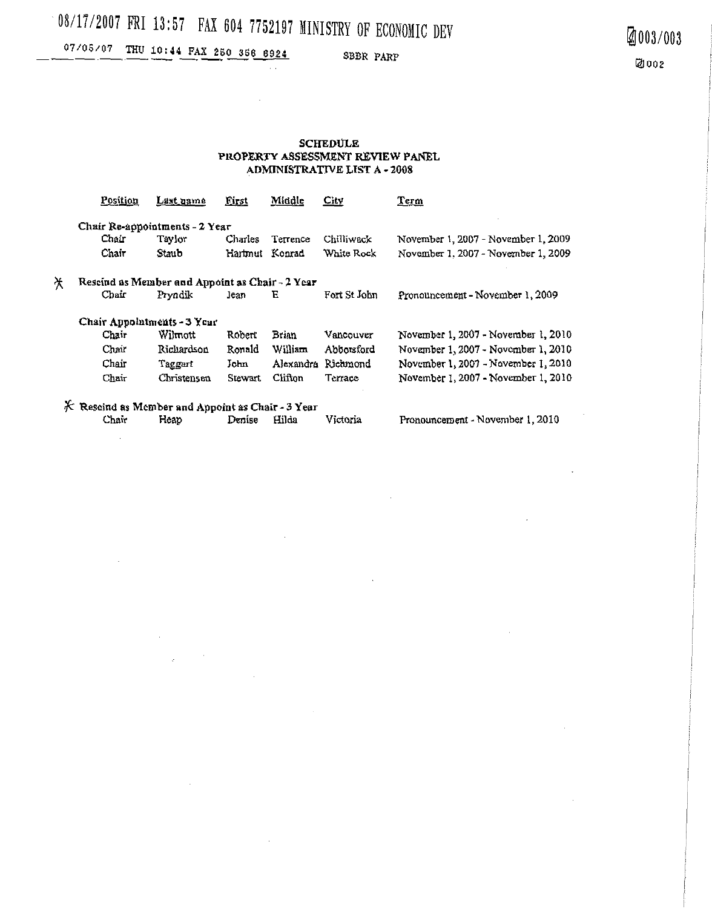## SCHEDULE
## PROPERTY ASSESSMENT REVIEW PANEL
## ADMINISTRATIVE LIST A - 2008

| Position | Last name | First | Middle | City | Term |
|---|---|---|---|---|---|
| **Chair Re-appointments - 2 Year** | | | | | |
| Chair | Taylor | Charles | Terrence | Chilliwack | November 1, 2007 - November 1, 2009 |
| Chair | Staub | Hartmut | Konrad | White Rock | November 1, 2007 - November 1, 2009 |
| **Rescind as Member and Appoint as Chair - 2 Year** | | | | | |
| Chair | Pryndik | Jean | E | Fort St John | Pronouncement - November 1, 2009 |
| **Chair Appointments - 3 Year** | | | | | |
| Chair | Wilmott | Robert | Brian | Vancouver | November 1, 2007 - November 1, 2010 |
| Chair | Richardson | Ronald | William | Abbotsford | November 1, 2007 - November 1, 2010 |
| Chair | Taggart | John | Alexandra | Richmond | November 1, 2007 - November 1, 2010 |
| Chair | Christensen | Stewart | Clifton | Terrace | November 1, 2007 - November 1, 2010 |
| **Rescind as Member and Appoint as Chair - 3 Year** | | | | | |
| Chair | Heap | Denise | Hilda | Victoria | Pronouncement - November 1, 2010 |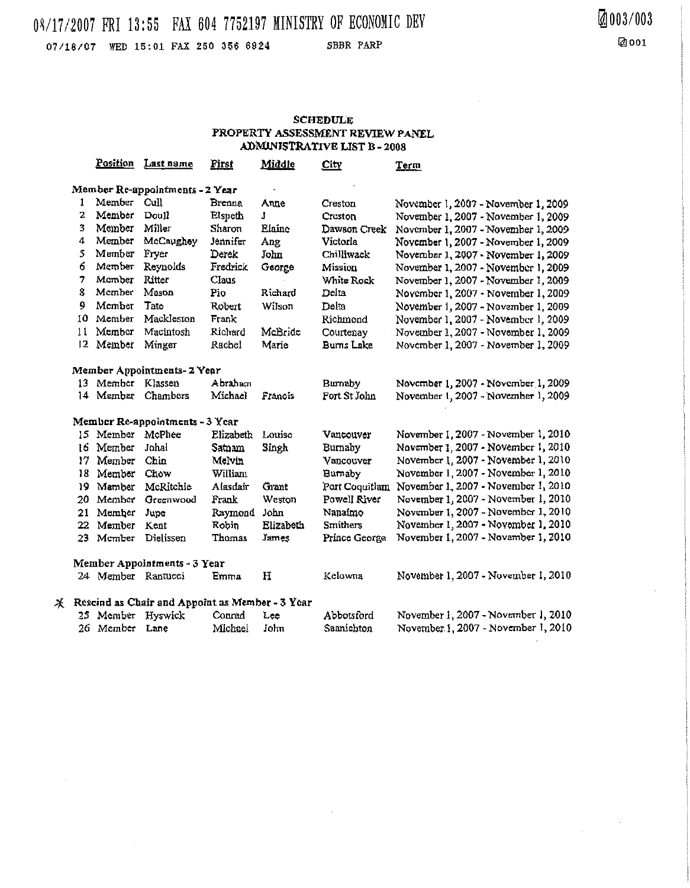**SCHEDULE**
**PROPERTY ASSESSMENT REVIEW PANEL**
**ADMINISTRATIVE LIST B - 2008**

| | Position | Last name | First | Middle | City | Term |
|---|---|---|---|---|---|---|
| **Member Re-appointments - 2 Year** | | | | | | |
| 1 | Member | Cull | Brenna | Anne | Creston | November 1, 2007 - November 1, 2009 |
| 2 | Member | Doull | Elspeth | J | Creston | November 1, 2007 - November 1, 2009 |
| 3 | Member | Miller | Sharon | Elaine | Dawson Creek | November 1, 2007 - November 1, 2009 |
| 4 | Member | McCaughey | Jennifer | Ang | Victoria | November 1, 2007 - November 1, 2009 |
| 5 | Member | Fryer | Derek | John | Chilliwack | November 1, 2007 - November 1, 2009 |
| 6 | Member | Reynolds | Fredrick | George | Mission | November 1, 2007 - November 1, 2009 |
| 7 | Member | Ritter | Claus | | White Rock | November 1, 2007 - November 1, 2009 |
| 8 | Member | Mason | Pio | Richard | Delta | November 1, 2007 - November 1, 2009 |
| 9 | Member | Tate | Robert | Wilson | Delta | November 1, 2007 - November 1, 2009 |
| 10 | Member | Mackleston | Frank | | Richmond | November 1, 2007 - November 1, 2009 |
| 11 | Member | Macintosh | Richard | McBride | Courtenay | November 1, 2007 - November 1, 2009 |
| 12 | Member | Minger | Rachel | Marie | Burns Lake | November 1, 2007 - November 1, 2009 |
| **Member Appointments- 2 Year** | | | | | | |
| 13 | Member | Klassen | Abraham | | Burnaby | November 1, 2007 - November 1, 2009 |
| 14 | Member | Chambers | Michael | Francis | Fort St John | November 1, 2007 - November 1, 2009 |
| **Member Re-appointments - 3 Year** | | | | | | |
| 15 | Member | McPhee | Elizabeth | Louise | Vancouver | November 1, 2007 - November 1, 2010 |
| 16 | Member | Johal | Satnam | Singh | Burnaby | November 1, 2007 - November 1, 2010 |
| 17 | Member | Chin | Melvin | | Vancouver | November 1, 2007 - November 1, 2010 |
| 18 | Member | Chow | William | | Burnaby | November 1, 2007 - November 1, 2010 |
| 19 | Member | McRitchie | Alasdair | Grant | Port Coquitlam | November 1, 2007 - November 1, 2010 |
| 20 | Member | Greenwood | Frank | Weston | Powell River | November 1, 2007 - November 1, 2010 |
| 21 | Member | Jupe | Raymond | John | Nanaimo | November 1, 2007 - November 1, 2010 |
| 22 | Member | Kent | Robin | Elizabeth | Smithers | November 1, 2007 - November 1, 2010 |
| 23 | Member | Dielissen | Thomas | James | Prince George | November 1, 2007 - November 1, 2010 |
| **Member Appointments - 3 Year** | | | | | | |
| 24 | Member | Rantucci | Emma | H | Kelowna | November 1, 2007 - November 1, 2010 |
| **Rescind as Chair and Appoint as Member - 3 Year** | | | | | | |
| 25 | Member | Hyswick | Conrad | Lee | Abbotsford | November 1, 2007 - November 1, 2010 |
| 26 | Member | Lane | Michael | John | Saanichton | November 1, 2007 - November 1, 2010 |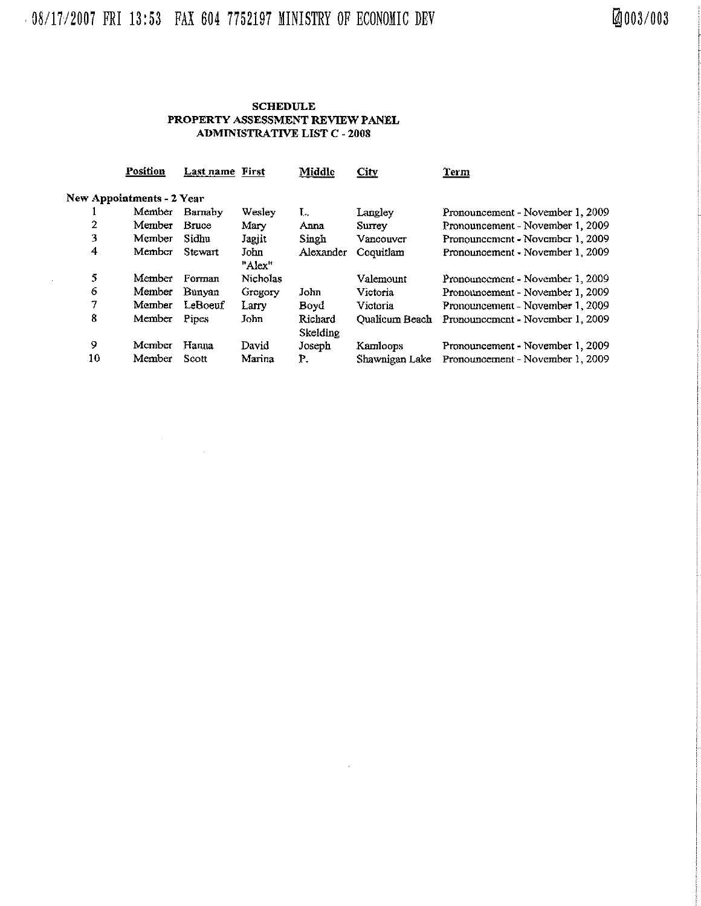**SCHEDULE**
**PROPERTY ASSESSMENT REVIEW PANEL**
**ADMINISTRATIVE LIST C - 2008**

| | Position | Last name | First | Middle | City | Term |
|---|---|---|---|---|---|---|
| **New Appointments - 2 Year** | | | | | | |
| 1 | Member | Barnaby | Wesley | L. | Langley | Pronouncement - November 1, 2009 |
| 2 | Member | Bruce | Mary | Anna | Surrey | Pronouncement - November 1, 2009 |
| 3 | Member | Sidhu | Jagjit | Singh | Vancouver | Pronouncement - November 1, 2009 |
| 4 | Member | Stewart | John "Alex" | Alexander | Coquitlam | Pronouncement - November 1, 2009 |
| 5 | Member | Forman | Nicholas | | Valemount | Pronouncement - November 1, 2009 |
| 6 | Member | Bunyan | Gregory | John | Victoria | Pronouncement - November 1, 2009 |
| 7 | Member | LeBoeuf | Larry | Boyd | Victoria | Pronouncement - November 1, 2009 |
| 8 | Member | Pipes | John | Richard Skelding | Qualicum Beach | Pronouncement - November 1, 2009 |
| 9 | Member | Hanna | David | Joseph | Kamloops | Pronouncement - November 1, 2009 |
| 10 | Member | Scott | Marina | P. | Shawnigan Lake | Pronouncement - November 1, 2009 |